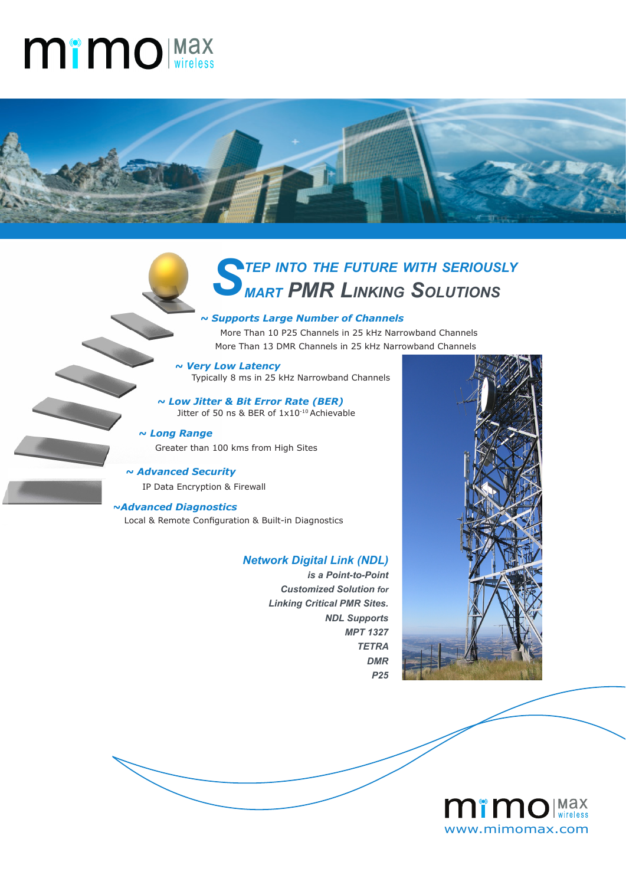# Step into the Future with Seriously Smart PMR Linking Solutions

**~ Supports Large Number of Channels**

More Than 10 P25 Channels in 25 kHz Narrowband Channels
More Than 13 DMR Channels in 25 kHz Narrowband Channels

**~ Very Low Latency**

Typically 8 ms in 25 kHz Narrowband Channels

**~ Low Jitter & Bit Error Rate (BER)**

Jitter of 50 ns & BER of $1x10^{-10}$ Achievable

**~ Long Range**

Greater than 100 kms from High Sites

**~ Advanced Security**

IP Data Encryption & Firewall

**~Advanced Diagnostics**

Local & Remote Configuration & Built-in Diagnostics

***Network Digital Link (NDL)***

***is a Point-to-Point Customized Solution for Linking Critical PMR Sites.***

***NDL Supports***

- ***MPT 1327***
- ***TETRA***
- ***DMR***
- ***P25***

mimomax wireless
www.mimomax.com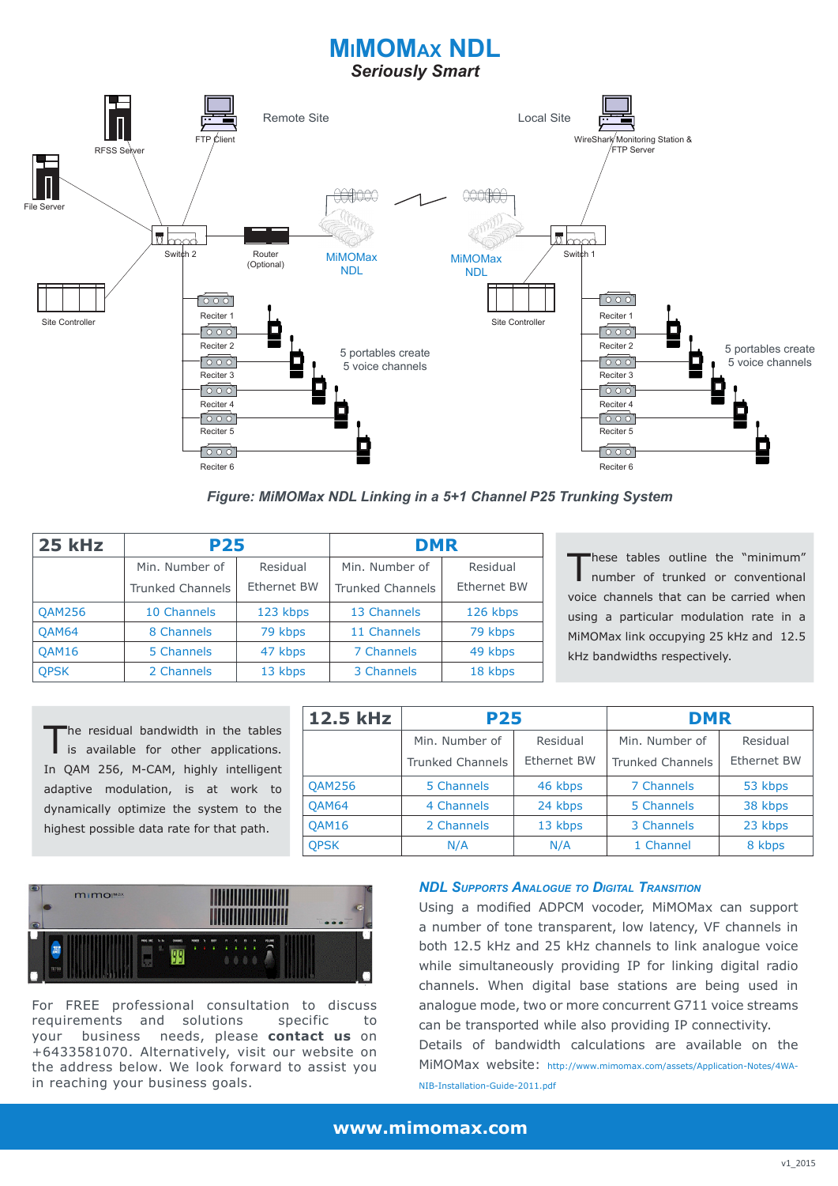# MiMOMax NDL

***Seriously Smart***

Remote Site

Local Site

RFSS Server

FTP Client

File Server

Switch 2

Router (Optional)

MiMOMax NDL

MiMOMax NDL

WireShark/Monitoring Station & FTP Server

Switch 1

Site Controller

Site Controller

Reciter 1

Reciter 2

Reciter 3

Reciter 4

Reciter 5

Reciter 6

5 portables create 5 voice channels

Reciter 1

Reciter 2

Reciter 3

Reciter 4

Reciter 5

Reciter 6

5 portables create 5 voice channels

***Figure: MiMOMax NDL Linking in a 5+1 Channel P25 Trunking System***

| 25 kHz | P25 | | DMR | |
|---|---|---|---|---|
| | Min. Number of Trunked Channels | Residual Ethernet BW | Min. Number of Trunked Channels | Residual Ethernet BW |
| QAM256 | 10 Channels | 123 kbps | 13 Channels | 126 kbps |
| QAM64 | 8 Channels | 79 kbps | 11 Channels | 79 kbps |
| QAM16 | 5 Channels | 47 kbps | 7 Channels | 49 kbps |
| QPSK | 2 Channels | 13 kbps | 3 Channels | 18 kbps |

These tables outline the "minimum" number of trunked or conventional voice channels that can be carried when using a particular modulation rate in a MiMOMax link occupying 25 kHz and 12.5 kHz bandwidths respectively.

The residual bandwidth in the tables is available for other applications. In QAM 256, M-CAM, highly intelligent adaptive modulation, is at work to dynamically optimize the system to the highest possible data rate for that path.

| 12.5 kHz | P25 | | DMR | |
|---|---|---|---|---|
| | Min. Number of Trunked Channels | Residual Ethernet BW | Min. Number of Trunked Channels | Residual Ethernet BW |
| QAM256 | 5 Channels | 46 kbps | 7 Channels | 53 kbps |
| QAM64 | 4 Channels | 24 kbps | 5 Channels | 38 kbps |
| QAM16 | 2 Channels | 13 kbps | 3 Channels | 23 kbps |
| QPSK | N/A | N/A | 1 Channel | 8 kbps |

For FREE professional consultation to discuss requirements and solutions specific to your business needs, please **contact us** on +6433581070. Alternatively, visit our website on the address below. We look forward to assist you in reaching your business goals.

## *NDL Supports Analogue to Digital Transition*

Using a modified ADPCM vocoder, MiMOMax can support a number of tone transparent, low latency, VF channels in both 12.5 kHz and 25 kHz channels to link analogue voice while simultaneously providing IP for linking digital radio channels. When digital base stations are being used in analogue mode, two or more concurrent G711 voice streams can be transported while also providing IP connectivity. Details of bandwidth calculations are available on the MiMOMax website: http://www.mimomax.com/assets/Application-Notes/4WA-NIB-Installation-Guide-2011.pdf

**www.mimomax.com**

v1_2015